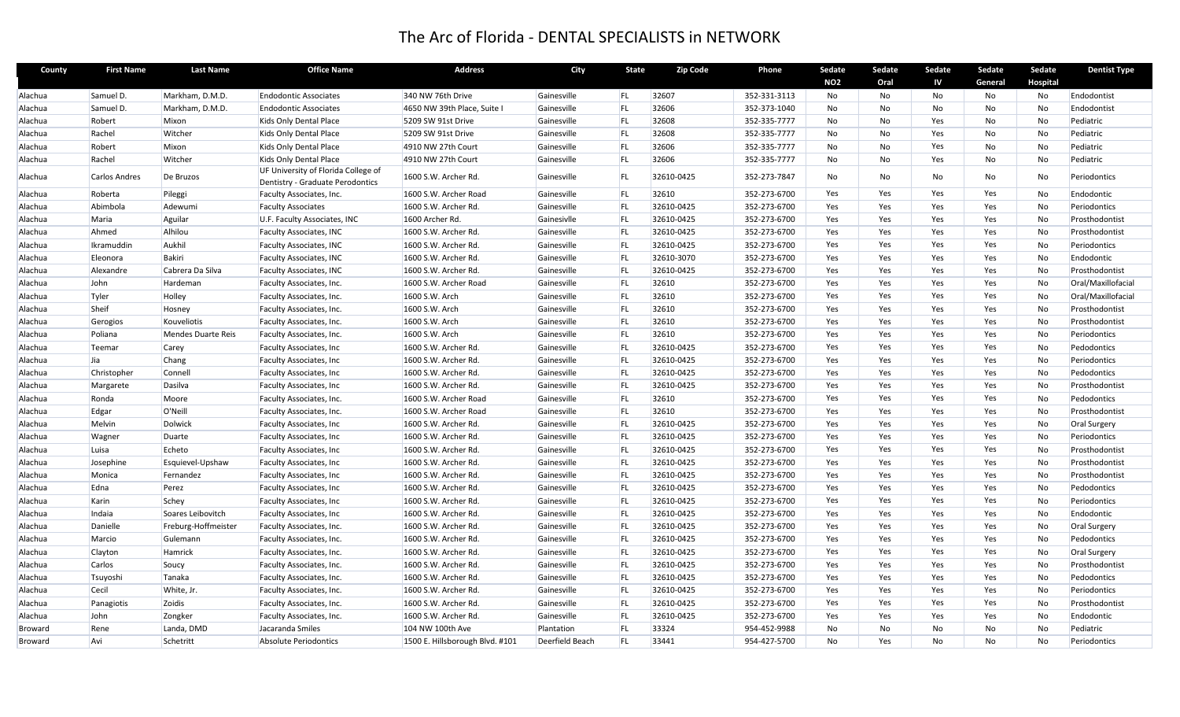# The Arc of Florida - DENTAL SPECIALISTS in NETWORK

| County | First Name | Last Name | Office Name | Address | City | State | Zip Code | Phone | Sedate NO2 | Sedate Oral | Sedate IV | Sedate General | Sedate Hospital | Dentist Type |
|---|---|---|---|---|---|---|---|---|---|---|---|---|---|---|
| Alachua | Samuel D. | Markham, D.M.D. | Endodontic Associates | 340 NW 76th Drive | Gainesville | FL | 32607 | 352-331-3113 | No | No | No | No | No | Endodontist |
| Alachua | Samuel D. | Markham, D.M.D. | Endodontic Associates | 4650 NW 39th Place, Suite I | Gainesville | FL | 32606 | 352-373-1040 | No | No | No | No | No | Endodontist |
| Alachua | Robert | Mixon | Kids Only Dental Place | 5209 SW 91st Drive | Gainesville | FL | 32608 | 352-335-7777 | No | No | Yes | No | No | Pediatric |
| Alachua | Rachel | Witcher | Kids Only Dental Place | 5209 SW 91st Drive | Gainesville | FL | 32608 | 352-335-7777 | No | No | Yes | No | No | Pediatric |
| Alachua | Robert | Mixon | Kids Only Dental Place | 4910 NW 27th Court | Gainesville | FL | 32606 | 352-335-7777 | No | No | Yes | No | No | Pediatric |
| Alachua | Rachel | Witcher | Kids Only Dental Place | 4910 NW 27th Court | Gainesville | FL | 32606 | 352-335-7777 | No | No | Yes | No | No | Pediatric |
| Alachua | Carlos Andres | De Bruzos | UF University of Florida College of Dentistry - Graduate Perodontics | 1600 S.W. Archer Rd. | Gainesville | FL | 32610-0425 | 352-273-7847 | No | No | No | No | No | Periodontics |
| Alachua | Roberta | Pileggi | Faculty Associates, Inc. | 1600 S.W. Archer Road | Gainesville | FL | 32610 | 352-273-6700 | Yes | Yes | Yes | Yes | No | Endodontic |
| Alachua | Abimbola | Adewumi | Faculty Associates | 1600 S.W. Archer Rd. | Gainesville | FL | 32610-0425 | 352-273-6700 | Yes | Yes | Yes | Yes | No | Periodontics |
| Alachua | Maria | Aguilar | U.F. Faculty Associates, INC | 1600 Archer Rd. | Gainesivlle | FL | 32610-0425 | 352-273-6700 | Yes | Yes | Yes | Yes | No | Prosthodontist |
| Alachua | Ahmed | Alhilou | Faculty Associates, INC | 1600 S.W. Archer Rd. | Gainesville | FL | 32610-0425 | 352-273-6700 | Yes | Yes | Yes | Yes | No | Prosthodontist |
| Alachua | Ikramuddin | Aukhil | Faculty Associates, INC | 1600 S.W. Archer Rd. | Gainesville | FL | 32610-0425 | 352-273-6700 | Yes | Yes | Yes | Yes | No | Periodontics |
| Alachua | Eleonora | Bakiri | Faculty Associates, INC | 1600 S.W. Archer Rd. | Gainesville | FL | 32610-3070 | 352-273-6700 | Yes | Yes | Yes | Yes | No | Endodontic |
| Alachua | Alexandre | Cabrera Da Silva | Faculty Associates, INC | 1600 S.W. Archer Rd. | Gainesville | FL | 32610-0425 | 352-273-6700 | Yes | Yes | Yes | Yes | No | Prosthodontist |
| Alachua | John | Hardeman | Faculty Associates, Inc. | 1600 S.W. Archer Road | Gainesville | FL | 32610 | 352-273-6700 | Yes | Yes | Yes | Yes | No | Oral/Maxillofacial |
| Alachua | Tyler | Holley | Faculty Associates, Inc. | 1600 S.W. Arch | Gainesville | FL | 32610 | 352-273-6700 | Yes | Yes | Yes | Yes | No | Oral/Maxillofacial |
| Alachua | Sheif | Hosney | Faculty Associates, Inc. | 1600 S.W. Arch | Gainesville | FL | 32610 | 352-273-6700 | Yes | Yes | Yes | Yes | No | Prosthodontist |
| Alachua | Gerogios | Kouveliotis | Faculty Associates, Inc. | 1600 S.W. Arch | Gainesville | FL | 32610 | 352-273-6700 | Yes | Yes | Yes | Yes | No | Prosthodontist |
| Alachua | Poliana | Mendes Duarte Reis | Faculty Associates, Inc. | 1600 S.W. Arch | Gainesville | FL | 32610 | 352-273-6700 | Yes | Yes | Yes | Yes | No | Periodontics |
| Alachua | Teemar | Carey | Faculty Associates, Inc | 1600 S.W. Archer Rd. | Gainesville | FL | 32610-0425 | 352-273-6700 | Yes | Yes | Yes | Yes | No | Pedodontics |
| Alachua | Jia | Chang | Faculty Associates, Inc | 1600 S.W. Archer Rd. | Gainesville | FL | 32610-0425 | 352-273-6700 | Yes | Yes | Yes | Yes | No | Periodontics |
| Alachua | Christopher | Connell | Faculty Associates, Inc | 1600 S.W. Archer Rd. | Gainesville | FL | 32610-0425 | 352-273-6700 | Yes | Yes | Yes | Yes | No | Pedodontics |
| Alachua | Margarete | Dasilva | Faculty Associates, Inc | 1600 S.W. Archer Rd. | Gainesville | FL | 32610-0425 | 352-273-6700 | Yes | Yes | Yes | Yes | No | Prosthodontist |
| Alachua | Ronda | Moore | Faculty Associates, Inc. | 1600 S.W. Archer Road | Gainesville | FL | 32610 | 352-273-6700 | Yes | Yes | Yes | Yes | No | Pedodontics |
| Alachua | Edgar | O'Neill | Faculty Associates, Inc. | 1600 S.W. Archer Road | Gainesville | FL | 32610 | 352-273-6700 | Yes | Yes | Yes | Yes | No | Prosthodontist |
| Alachua | Melvin | Dolwick | Faculty Associates, Inc | 1600 S.W. Archer Rd. | Gainesville | FL | 32610-0425 | 352-273-6700 | Yes | Yes | Yes | Yes | No | Oral Surgery |
| Alachua | Wagner | Duarte | Faculty Associates, Inc | 1600 S.W. Archer Rd. | Gainesville | FL | 32610-0425 | 352-273-6700 | Yes | Yes | Yes | Yes | No | Periodontics |
| Alachua | Luisa | Echeto | Faculty Associates, Inc | 1600 S.W. Archer Rd. | Gainesville | FL | 32610-0425 | 352-273-6700 | Yes | Yes | Yes | Yes | No | Prosthodontist |
| Alachua | Josephine | Esquievel-Upshaw | Faculty Associates, Inc | 1600 S.W. Archer Rd. | Gainesville | FL | 32610-0425 | 352-273-6700 | Yes | Yes | Yes | Yes | No | Prosthodontist |
| Alachua | Monica | Fernandez | Faculty Associates, Inc | 1600 S.W. Archer Rd. | Gainesville | FL | 32610-0425 | 352-273-6700 | Yes | Yes | Yes | Yes | No | Prosthodontist |
| Alachua | Edna | Perez | Faculty Associates, Inc | 1600 S.W. Archer Rd. | Gainesville | FL | 32610-0425 | 352-273-6700 | Yes | Yes | Yes | Yes | No | Pedodontics |
| Alachua | Karin | Schey | Faculty Associates, Inc | 1600 S.W. Archer Rd. | Gainesville | FL | 32610-0425 | 352-273-6700 | Yes | Yes | Yes | Yes | No | Periodontics |
| Alachua | Indaia | Soares Leibovitch | Faculty Associates, Inc | 1600 S.W. Archer Rd. | Gainesville | FL | 32610-0425 | 352-273-6700 | Yes | Yes | Yes | Yes | No | Endodontic |
| Alachua | Danielle | Freburg-Hoffmeister | Faculty Associates, Inc. | 1600 S.W. Archer Rd. | Gainesville | FL | 32610-0425 | 352-273-6700 | Yes | Yes | Yes | Yes | No | Oral Surgery |
| Alachua | Marcio | Gulemann | Faculty Associates, Inc. | 1600 S.W. Archer Rd. | Gainesville | FL | 32610-0425 | 352-273-6700 | Yes | Yes | Yes | Yes | No | Pedodontics |
| Alachua | Clayton | Hamrick | Faculty Associates, Inc. | 1600 S.W. Archer Rd. | Gainesville | FL | 32610-0425 | 352-273-6700 | Yes | Yes | Yes | Yes | No | Oral Surgery |
| Alachua | Carlos | Soucy | Faculty Associates, Inc. | 1600 S.W. Archer Rd. | Gainesville | FL | 32610-0425 | 352-273-6700 | Yes | Yes | Yes | Yes | No | Prosthodontist |
| Alachua | Tsuyoshi | Tanaka | Faculty Associates, Inc. | 1600 S.W. Archer Rd. | Gainesville | FL | 32610-0425 | 352-273-6700 | Yes | Yes | Yes | Yes | No | Pedodontics |
| Alachua | Cecil | White, Jr. | Faculty Associates, Inc. | 1600 S.W. Archer Rd. | Gainesville | FL | 32610-0425 | 352-273-6700 | Yes | Yes | Yes | Yes | No | Periodontics |
| Alachua | Panagiotis | Zoidis | Faculty Associates, Inc. | 1600 S.W. Archer Rd. | Gainesville | FL | 32610-0425 | 352-273-6700 | Yes | Yes | Yes | Yes | No | Prosthodontist |
| Alachua | John | Zongker | Faculty Associates, Inc. | 1600 S.W. Archer Rd. | Gainesville | FL | 32610-0425 | 352-273-6700 | Yes | Yes | Yes | Yes | No | Endodontic |
| Broward | Rene | Landa, DMD | Jacaranda Smiles | 104 NW 100th Ave | Plantation | FL | 33324 | 954-452-9988 | No | No | No | No | No | Pediatric |
| Broward | Avi | Schetritt | Absolute Periodontics | 1500 E. Hillsborough Blvd. #101 | Deerfield Beach | FL | 33441 | 954-427-5700 | No | Yes | No | No | No | Periodontics |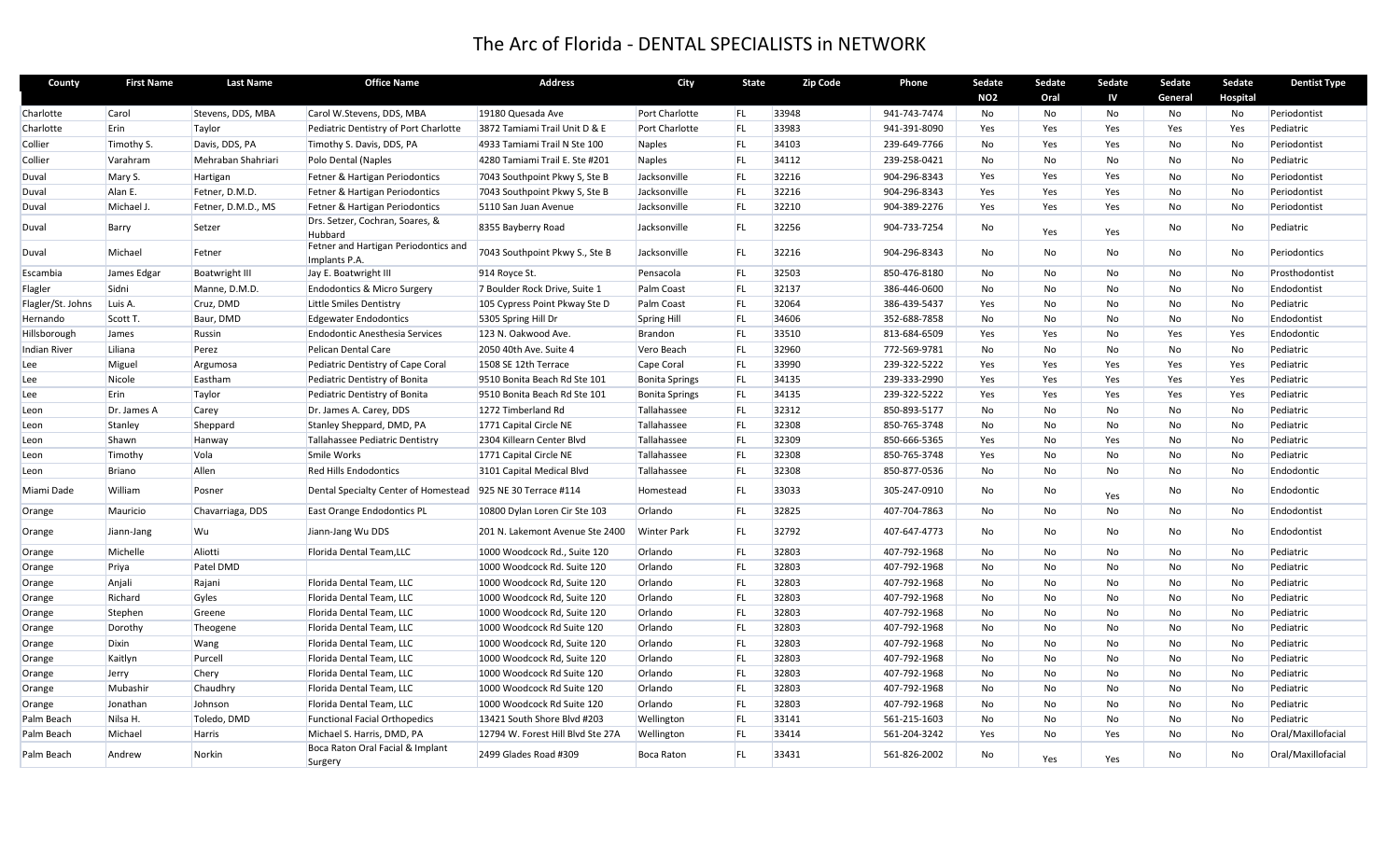# The Arc of Florida - DENTAL SPECIALISTS in NETWORK

| County | First Name | Last Name | Office Name | Address | City | State | Zip Code | Phone | Sedate NO2 | Sedate Oral | Sedate IV | Sedate General | Sedate Hospital | Dentist Type |
|---|---|---|---|---|---|---|---|---|---|---|---|---|---|---|
| Charlotte | Carol | Stevens, DDS, MBA | Carol W.Stevens, DDS, MBA | 19180 Quesada Ave | Port Charlotte | FL | 33948 | 941-743-7474 | No | No | No | No | No | Periodontist |
| Charlotte | Erin | Taylor | Pediatric Dentistry of Port Charlotte | 3872 Tamiami Trail Unit D & E | Port Charlotte | FL | 33983 | 941-391-8090 | Yes | Yes | Yes | Yes | Yes | Pediatric |
| Collier | Timothy S. | Davis, DDS, PA | Timothy S. Davis, DDS, PA | 4933 Tamiami Trail N Ste 100 | Naples | FL | 34103 | 239-649-7766 | No | Yes | Yes | No | No | Periodontist |
| Collier | Varahram | Mehraban Shahriari | Polo Dental (Naples | 4280 Tamiami Trail E. Ste #201 | Naples | FL | 34112 | 239-258-0421 | No | No | No | No | No | Pediatric |
| Duval | Mary S. | Hartigan | Fetner & Hartigan Periodontics | 7043 Southpoint Pkwy S, Ste B | Jacksonville | FL | 32216 | 904-296-8343 | Yes | Yes | Yes | No | No | Periodontist |
| Duval | Alan E. | Fetner, D.M.D. | Fetner & Hartigan Periodontics | 7043 Southpoint Pkwy S, Ste B | Jacksonville | FL | 32216 | 904-296-8343 | Yes | Yes | Yes | No | No | Periodontist |
| Duval | Michael J. | Fetner, D.M.D., MS | Fetner & Hartigan Periodontics | 5110 San Juan Avenue | Jacksonville | FL | 32210 | 904-389-2276 | Yes | Yes | Yes | No | No | Periodontist |
| Duval | Barry | Setzer | Drs. Setzer, Cochran, Soares, & Hubbard | 8355 Bayberry Road | Jacksonville | FL | 32256 | 904-733-7254 | No | Yes | Yes | No | No | Pediatric |
| Duval | Michael | Fetner | Fetner and Hartigan Periodontics and Implants P.A. | 7043 Southpoint Pkwy S., Ste B | Jacksonville | FL | 32216 | 904-296-8343 | No | No | No | No | No | Periodontics |
| Escambia | James Edgar | Boatwright III | Jay E. Boatwright III | 914 Royce St. | Pensacola | FL | 32503 | 850-476-8180 | No | No | No | No | No | Prosthodontist |
| Flagler | Sidni | Manne, D.M.D. | Endodontics & Micro Surgery | 7 Boulder Rock Drive, Suite 1 | Palm Coast | FL | 32137 | 386-446-0600 | No | No | No | No | No | Endodontist |
| Flagler/St. Johns | Luis A. | Cruz, DMD | Little Smiles Dentistry | 105 Cypress Point Pkway Ste D | Palm Coast | FL | 32064 | 386-439-5437 | Yes | No | No | No | No | Pediatric |
| Hernando | Scott T. | Baur, DMD | Edgewater Endodontics | 5305 Spring Hill Dr | Spring Hill | FL | 34606 | 352-688-7858 | No | No | No | No | No | Endodontist |
| Hillsborough | James | Russin | Endodontic Anesthesia Services | 123 N. Oakwood Ave. | Brandon | FL | 33510 | 813-684-6509 | Yes | Yes | No | Yes | Yes | Endodontic |
| Indian River | Liliana | Perez | Pelican Dental Care | 2050 40th Ave. Suite 4 | Vero Beach | FL | 32960 | 772-569-9781 | No | No | No | No | No | Pediatric |
| Lee | Miguel | Argumosa | Pediatric Dentistry of Cape Coral | 1508 SE 12th Terrace | Cape Coral | FL | 33990 | 239-322-5222 | Yes | Yes | Yes | Yes | Yes | Pediatric |
| Lee | Nicole | Eastham | Pediatric Dentistry of Bonita | 9510 Bonita Beach Rd Ste 101 | Bonita Springs | FL | 34135 | 239-333-2990 | Yes | Yes | Yes | Yes | Yes | Pediatric |
| Lee | Erin | Taylor | Pediatric Dentistry of Bonita | 9510 Bonita Beach Rd Ste 101 | Bonita Springs | FL | 34135 | 239-322-5222 | Yes | Yes | Yes | Yes | Yes | Pediatric |
| Leon | Dr. James A | Carey | Dr. James A. Carey, DDS | 1272 Timberland Rd | Tallahassee | FL | 32312 | 850-893-5177 | No | No | No | No | No | Pediatric |
| Leon | Stanley | Sheppard | Stanley Sheppard, DMD, PA | 1771 Capital Circle NE | Tallahassee | FL | 32308 | 850-765-3748 | No | No | No | No | No | Pediatric |
| Leon | Shawn | Hanway | Tallahassee Pediatric Dentistry | 2304 Killearn Center Blvd | Tallahassee | FL | 32309 | 850-666-5365 | Yes | No | Yes | No | No | Pediatric |
| Leon | Timothy | Vola | Smile Works | 1771 Capital Circle NE | Tallahassee | FL | 32308 | 850-765-3748 | Yes | No | No | No | No | Pediatric |
| Leon | Briano | Allen | Red Hills Endodontics | 3101 Capital Medical Blvd | Tallahassee | FL | 32308 | 850-877-0536 | No | No | No | No | No | Endodontic |
| Miami Dade | William | Posner | Dental Specialty Center of Homestead | 925 NE 30 Terrace #114 | Homestead | FL | 33033 | 305-247-0910 | No | No | Yes | No | No | Endodontic |
| Orange | Mauricio | Chavarriaga, DDS | East Orange Endodontics PL | 10800 Dylan Loren Cir Ste 103 | Orlando | FL | 32825 | 407-704-7863 | No | No | No | No | No | Endodontist |
| Orange | Jiann-Jang | Wu | Jiann-Jang Wu DDS | 201 N. Lakemont Avenue Ste 2400 | Winter Park | FL | 32792 | 407-647-4773 | No | No | No | No | No | Endodontist |
| Orange | Michelle | Aliotti | Florida Dental Team,LLC | 1000 Woodcock Rd., Suite 120 | Orlando | FL | 32803 | 407-792-1968 | No | No | No | No | No | Pediatric |
| Orange | Priya | Patel DMD | | 1000 Woodcock Rd. Suite 120 | Orlando | FL | 32803 | 407-792-1968 | No | No | No | No | No | Pediatric |
| Orange | Anjali | Rajani | Florida Dental Team, LLC | 1000 Woodcock Rd, Suite 120 | Orlando | FL | 32803 | 407-792-1968 | No | No | No | No | No | Pediatric |
| Orange | Richard | Gyles | Florida Dental Team, LLC | 1000 Woodcock Rd, Suite 120 | Orlando | FL | 32803 | 407-792-1968 | No | No | No | No | No | Pediatric |
| Orange | Stephen | Greene | Florida Dental Team, LLC | 1000 Woodcock Rd, Suite 120 | Orlando | FL | 32803 | 407-792-1968 | No | No | No | No | No | Pediatric |
| Orange | Dorothy | Theogene | Florida Dental Team, LLC | 1000 Woodcock Rd Suite 120 | Orlando | FL | 32803 | 407-792-1968 | No | No | No | No | No | Pediatric |
| Orange | Dixin | Wang | Florida Dental Team, LLC | 1000 Woodcock Rd, Suite 120 | Orlando | FL | 32803 | 407-792-1968 | No | No | No | No | No | Pediatric |
| Orange | Kaitlyn | Purcell | Florida Dental Team, LLC | 1000 Woodcock Rd, Suite 120 | Orlando | FL | 32803 | 407-792-1968 | No | No | No | No | No | Pediatric |
| Orange | Jerry | Chery | Florida Dental Team, LLC | 1000 Woodcock Rd Suite 120 | Orlando | FL | 32803 | 407-792-1968 | No | No | No | No | No | Pediatric |
| Orange | Mubashir | Chaudhry | Florida Dental Team, LLC | 1000 Woodcock Rd Suite 120 | Orlando | FL | 32803 | 407-792-1968 | No | No | No | No | No | Pediatric |
| Orange | Jonathan | Johnson | Florida Dental Team, LLC | 1000 Woodcock Rd Suite 120 | Orlando | FL | 32803 | 407-792-1968 | No | No | No | No | No | Pediatric |
| Palm Beach | Nilsa H. | Toledo, DMD | Functional Facial Orthopedics | 13421 South Shore Blvd #203 | Wellington | FL | 33141 | 561-215-1603 | No | No | No | No | No | Pediatric |
| Palm Beach | Michael | Harris | Michael S. Harris, DMD, PA | 12794 W. Forest Hill Blvd Ste 27A | Wellington | FL | 33414 | 561-204-3242 | Yes | No | Yes | No | No | Oral/Maxillofacial |
| Palm Beach | Andrew | Norkin | Boca Raton Oral Facial & Implant Surgery | 2499 Glades Road #309 | Boca Raton | FL | 33431 | 561-826-2002 | No | Yes | Yes | No | No | Oral/Maxillofacial |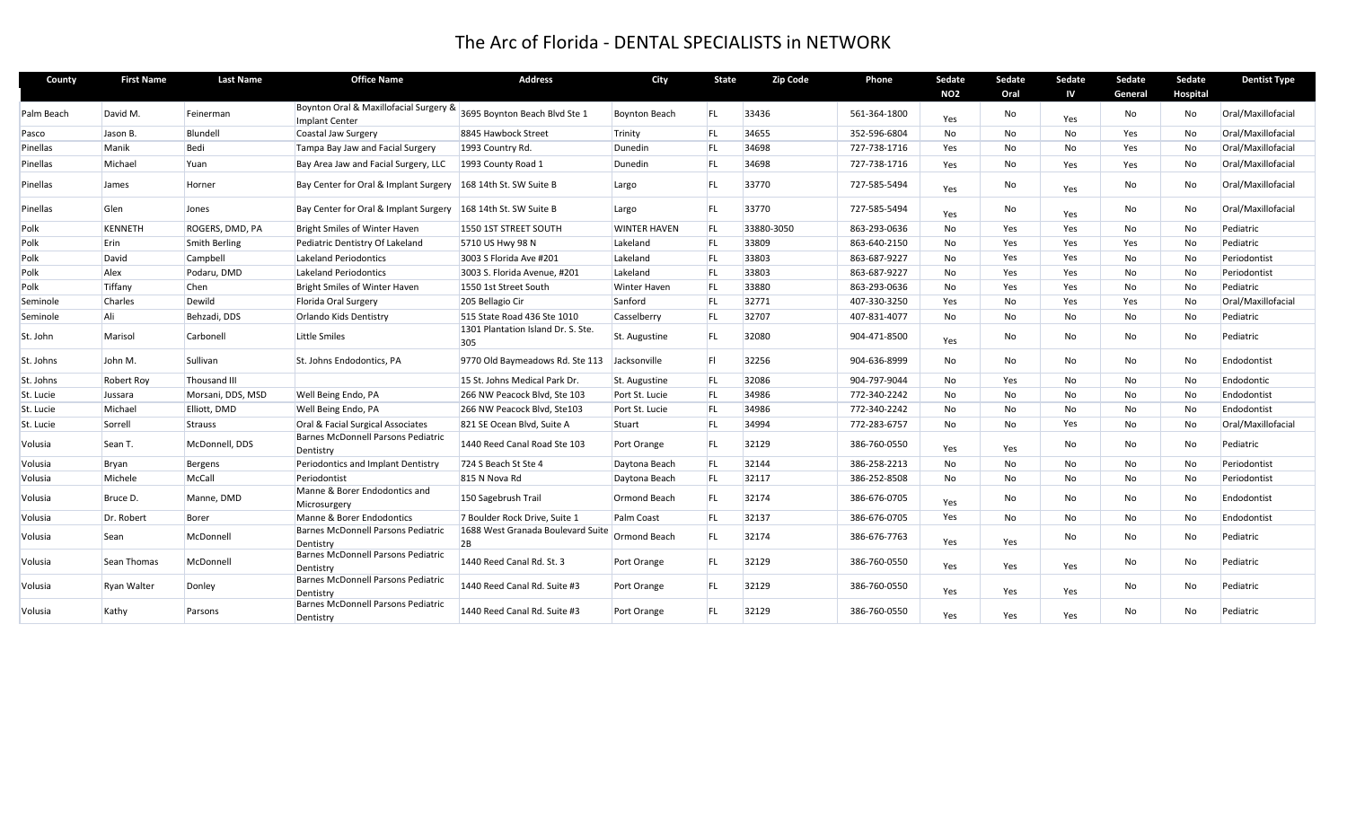# The Arc of Florida - DENTAL SPECIALISTS in NETWORK

| County | First Name | Last Name | Office Name | Address | City | State | Zip Code | Phone | Sedate NO2 | Sedate Oral | Sedate IV | Sedate General | Sedate Hospital | Dentist Type |
|---|---|---|---|---|---|---|---|---|---|---|---|---|---|---|
| Palm Beach | David M. | Feinerman | Boynton Oral & Maxillofacial Surgery & Implant Center | 3695 Boynton Beach Blvd Ste 1 | Boynton Beach | FL | 33436 | 561-364-1800 | Yes | No | Yes | No | No | Oral/Maxillofacial |
| Pasco | Jason B. | Blundell | Coastal Jaw Surgery | 8845 Hawbock Street | Trinity | FL | 34655 | 352-596-6804 | No | No | No | Yes | No | Oral/Maxillofacial |
| Pinellas | Manik | Bedi | Tampa Bay Jaw and Facial Surgery | 1993 Country Rd. | Dunedin | FL | 34698 | 727-738-1716 | Yes | No | No | Yes | No | Oral/Maxillofacial |
| Pinellas | Michael | Yuan | Bay Area Jaw and Facial Surgery, LLC | 1993 County Road 1 | Dunedin | FL | 34698 | 727-738-1716 | Yes | No | Yes | Yes | No | Oral/Maxillofacial |
| Pinellas | James | Horner | Bay Center for Oral & Implant Surgery | 168 14th St. SW Suite B | Largo | FL | 33770 | 727-585-5494 | Yes | No | Yes | No | No | Oral/Maxillofacial |
| Pinellas | Glen | Jones | Bay Center for Oral & Implant Surgery | 168 14th St. SW Suite B | Largo | FL | 33770 | 727-585-5494 | Yes | No | Yes | No | No | Oral/Maxillofacial |
| Polk | KENNETH | ROGERS, DMD, PA | Bright Smiles of Winter Haven | 1550 1ST STREET SOUTH | WINTER HAVEN | FL | 33880-3050 | 863-293-0636 | No | Yes | Yes | No | No | Pediatric |
| Polk | Erin | Smith Berling | Pediatric Dentistry Of Lakeland | 5710 US Hwy 98 N | Lakeland | FL | 33809 | 863-640-2150 | No | Yes | Yes | Yes | No | Pediatric |
| Polk | David | Campbell | Lakeland Periodontics | 3003 S Florida Ave #201 | Lakeland | FL | 33803 | 863-687-9227 | No | Yes | Yes | No | No | Periodontist |
| Polk | Alex | Podaru, DMD | Lakeland Periodontics | 3003 S. Florida Avenue, #201 | Lakeland | FL | 33803 | 863-687-9227 | No | Yes | Yes | No | No | Periodontist |
| Polk | Tiffany | Chen | Bright Smiles of Winter Haven | 1550 1st Street South | Winter Haven | FL | 33880 | 863-293-0636 | No | Yes | Yes | No | No | Pediatric |
| Seminole | Charles | Dewild | Florida Oral Surgery | 205 Bellagio Cir | Sanford | FL | 32771 | 407-330-3250 | Yes | No | Yes | Yes | No | Oral/Maxillofacial |
| Seminole | Ali | Behzadi, DDS | Orlando Kids Dentistry | 515 State Road 436 Ste 1010 | Casselberry | FL | 32707 | 407-831-4077 | No | No | No | No | No | Pediatric |
| St. John | Marisol | Carbonell | Little Smiles | 1301 Plantation Island Dr. S. Ste. 305 | St. Augustine | FL | 32080 | 904-471-8500 | Yes | No | No | No | No | Pediatric |
| St. Johns | John M. | Sullivan | St. Johns Endodontics, PA | 9770 Old Baymeadows Rd. Ste 113 | Jacksonville | Fl | 32256 | 904-636-8999 | No | No | No | No | No | Endodontist |
| St. Johns | Robert Roy | Thousand III | | 15 St. Johns Medical Park Dr. | St. Augustine | FL | 32086 | 904-797-9044 | No | Yes | No | No | No | Endodontic |
| St. Lucie | Jussara | Morsani, DDS, MSD | Well Being Endo, PA | 266 NW Peacock Blvd, Ste 103 | Port St. Lucie | FL | 34986 | 772-340-2242 | No | No | No | No | No | Endodontist |
| St. Lucie | Michael | Elliott, DMD | Well Being Endo, PA | 266 NW Peacock Blvd, Ste103 | Port St. Lucie | FL | 34986 | 772-340-2242 | No | No | No | No | No | Endodontist |
| St. Lucie | Sorrell | Strauss | Oral & Facial Surgical Associates | 821 SE Ocean Blvd, Suite A | Stuart | FL | 34994 | 772-283-6757 | No | No | Yes | No | No | Oral/Maxillofacial |
| Volusia | Sean T. | McDonnell, DDS | Barnes McDonnell Parsons Pediatric Dentistry | 1440 Reed Canal Road Ste 103 | Port Orange | FL | 32129 | 386-760-0550 | Yes | Yes | No | No | No | Pediatric |
| Volusia | Bryan | Bergens | Periodontics and Implant Dentistry | 724 S Beach St Ste 4 | Daytona Beach | FL | 32144 | 386-258-2213 | No | No | No | No | No | Periodontist |
| Volusia | Michele | McCall | Periodontist | 815 N Nova Rd | Daytona Beach | FL | 32117 | 386-252-8508 | No | No | No | No | No | Periodontist |
| Volusia | Bruce D. | Manne, DMD | Manne & Borer Endodontics and Microsurgery | 150 Sagebrush Trail | Ormond Beach | FL | 32174 | 386-676-0705 | Yes | No | No | No | No | Endodontist |
| Volusia | Dr. Robert | Borer | Manne & Borer Endodontics | 7 Boulder Rock Drive, Suite 1 | Palm Coast | FL | 32137 | 386-676-0705 | Yes | No | No | No | No | Endodontist |
| Volusia | Sean | McDonnell | Barnes McDonnell Parsons Pediatric Dentistry | 1688 West Granada Boulevard Suite 2B | Ormond Beach | FL | 32174 | 386-676-7763 | Yes | Yes | No | No | No | Pediatric |
| Volusia | Sean Thomas | McDonnell | Barnes McDonnell Parsons Pediatric Dentistry | 1440 Reed Canal Rd. St. 3 | Port Orange | FL | 32129 | 386-760-0550 | Yes | Yes | Yes | No | No | Pediatric |
| Volusia | Ryan Walter | Donley | Barnes McDonnell Parsons Pediatric Dentistry | 1440 Reed Canal Rd. Suite #3 | Port Orange | FL | 32129 | 386-760-0550 | Yes | Yes | Yes | No | No | Pediatric |
| Volusia | Kathy | Parsons | Barnes McDonnell Parsons Pediatric Dentistry | 1440 Reed Canal Rd. Suite #3 | Port Orange | FL | 32129 | 386-760-0550 | Yes | Yes | Yes | No | No | Pediatric |